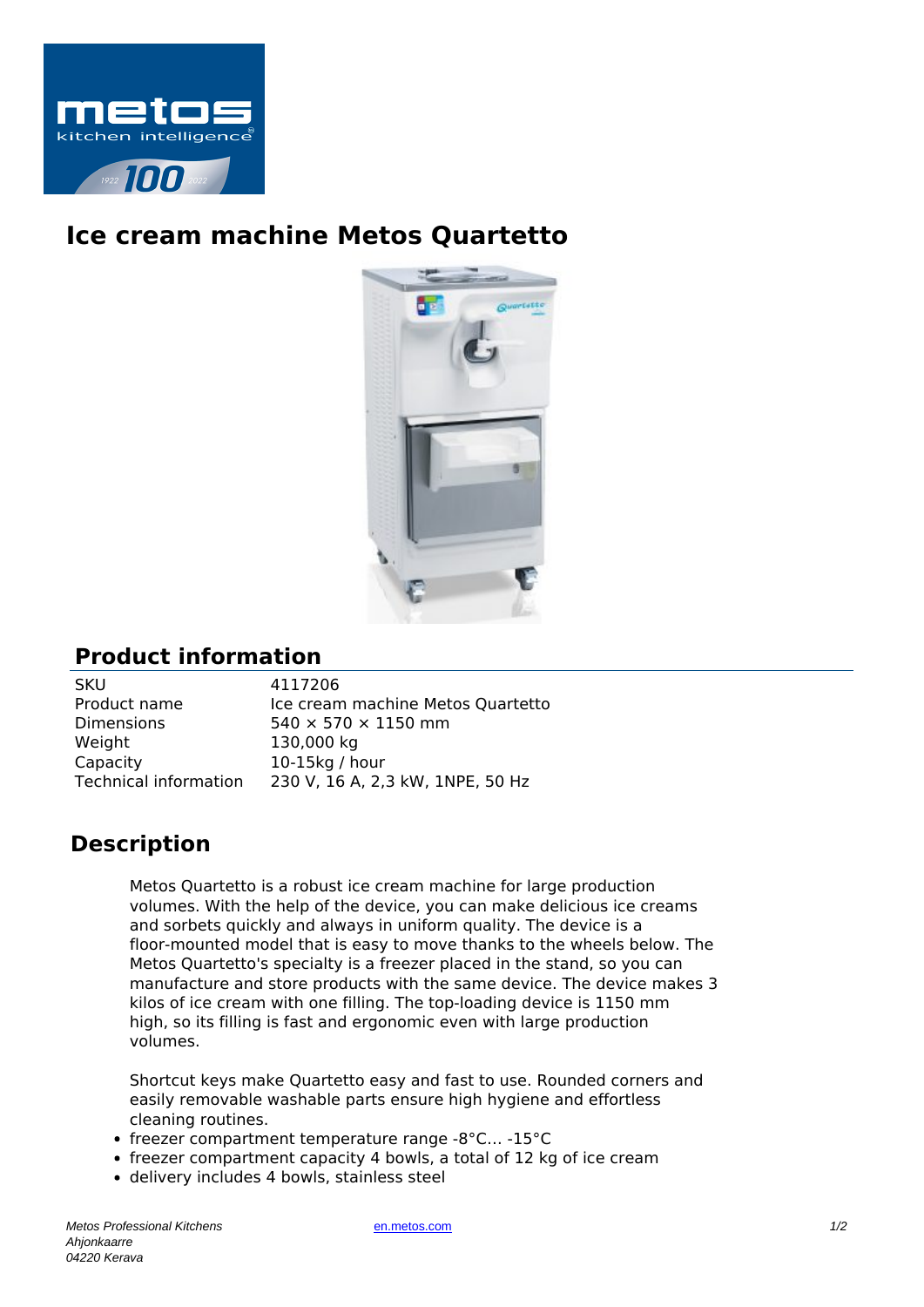# Ice cream machine Metos Quartetto

## Product information

| | |
|---|---|
| SKU | 4117206 |
| Product name | Ice cream machine Metos Quartetto |
| Dimensions | 540 × 570 × 1150 mm |
| Weight | 130,000 kg |
| Capacity | 10-15kg / hour |
| Technical information | 230 V, 16 A, 2,3 kW, 1NPE, 50 Hz |

## Description

Metos Quartetto is a robust ice cream machine for large production volumes. With the help of the device, you can make delicious ice creams and sorbets quickly and always in uniform quality. The device is a floor-mounted model that is easy to move thanks to the wheels below. The Metos Quartetto's specialty is a freezer placed in the stand, so you can manufacture and store products with the same device. The device makes 3 kilos of ice cream with one filling. The top-loading device is 1150 mm high, so its filling is fast and ergonomic even with large production volumes.

Shortcut keys make Quartetto easy and fast to use. Rounded corners and easily removable washable parts ensure high hygiene and effortless cleaning routines.

- freezer compartment temperature range -8°C... -15°C
- freezer compartment capacity 4 bowls, a total of 12 kg of ice cream
- delivery includes 4 bowls, stainless steel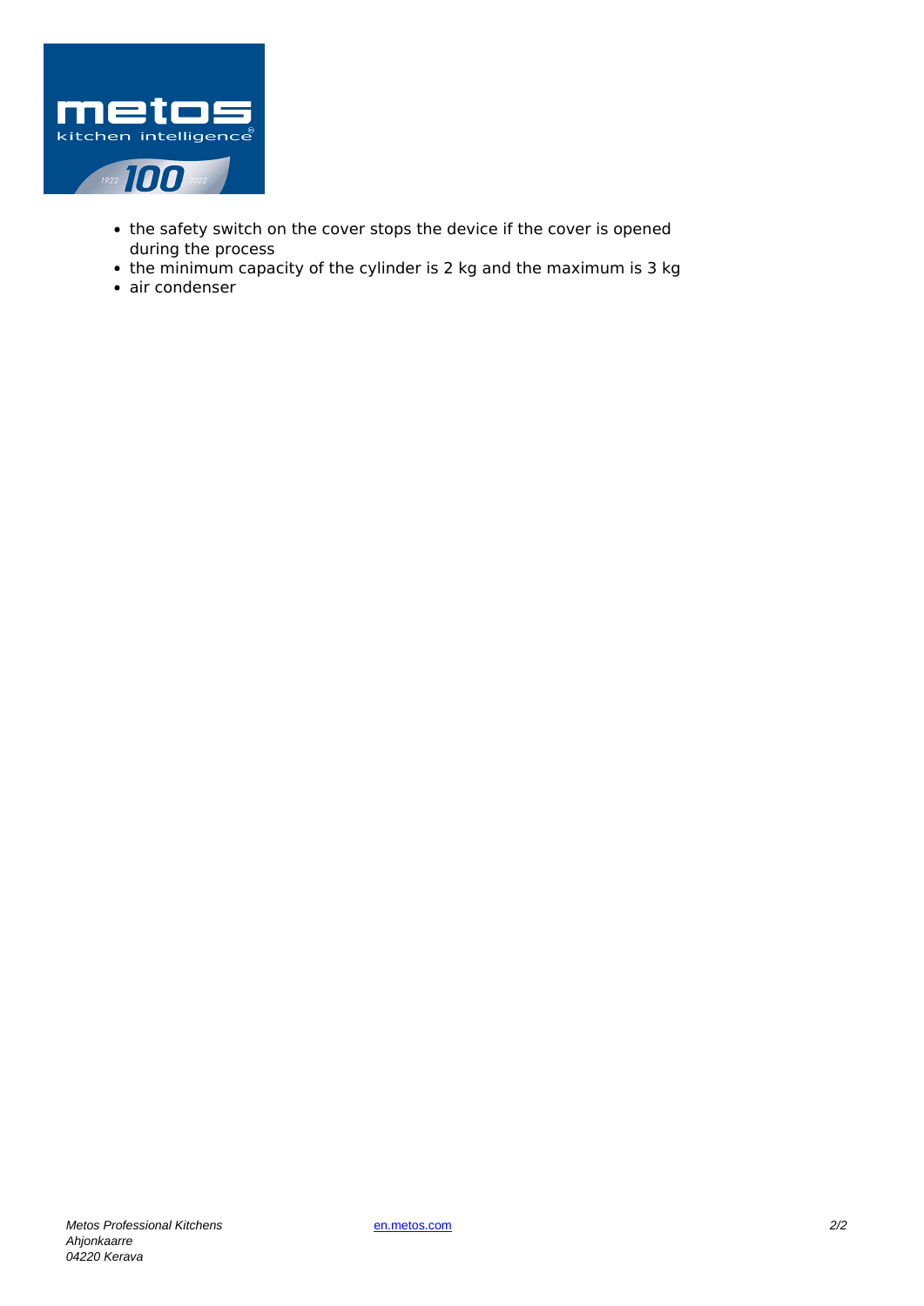- the safety switch on the cover stops the device if the cover is opened during the process
- the minimum capacity of the cylinder is 2 kg and the maximum is 3 kg
- air condenser